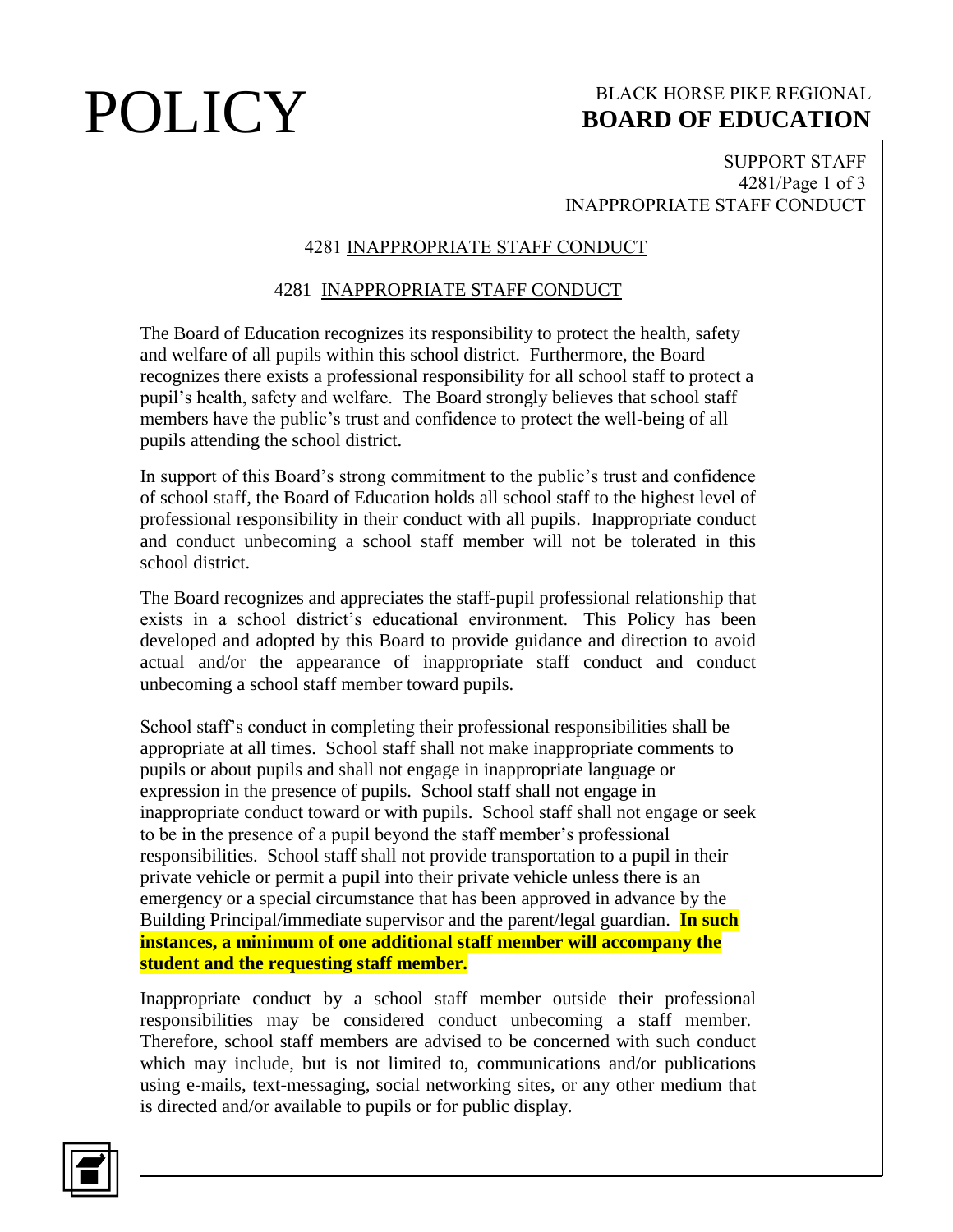# 4281 INAPPROPRIATE STAFF CONDUCT

## 4281 INAPPROPRIATE STAFF CONDUCT

The Board of Education recognizes its responsibility to protect the health, safety and welfare of all pupils within this school district. Furthermore, the Board recognizes there exists a professional responsibility for all school staff to protect a pupil's health, safety and welfare. The Board strongly believes that school staff members have the public's trust and confidence to protect the well-being of all pupils attending the school district.

In support of this Board's strong commitment to the public's trust and confidence of school staff, the Board of Education holds all school staff to the highest level of professional responsibility in their conduct with all pupils. Inappropriate conduct and conduct unbecoming a school staff member will not be tolerated in this school district.

The Board recognizes and appreciates the staff-pupil professional relationship that exists in a school district's educational environment. This Policy has been developed and adopted by this Board to provide guidance and direction to avoid actual and/or the appearance of inappropriate staff conduct and conduct unbecoming a school staff member toward pupils.

School staff's conduct in completing their professional responsibilities shall be appropriate at all times. School staff shall not make inappropriate comments to pupils or about pupils and shall not engage in inappropriate language or expression in the presence of pupils. School staff shall not engage in inappropriate conduct toward or with pupils. School staff shall not engage or seek to be in the presence of a pupil beyond the staff member's professional responsibilities. School staff shall not provide transportation to a pupil in their private vehicle or permit a pupil into their private vehicle unless there is an emergency or a special circumstance that has been approved in advance by the Building Principal/immediate supervisor and the parent/legal guardian. **In such instances, a minimum of one additional staff member will accompany the student and the requesting staff member.**

Inappropriate conduct by a school staff member outside their professional responsibilities may be considered conduct unbecoming a staff member. Therefore, school staff members are advised to be concerned with such conduct which may include, but is not limited to, communications and/or publications using e-mails, text-messaging, social networking sites, or any other medium that is directed and/or available to pupils or for public display.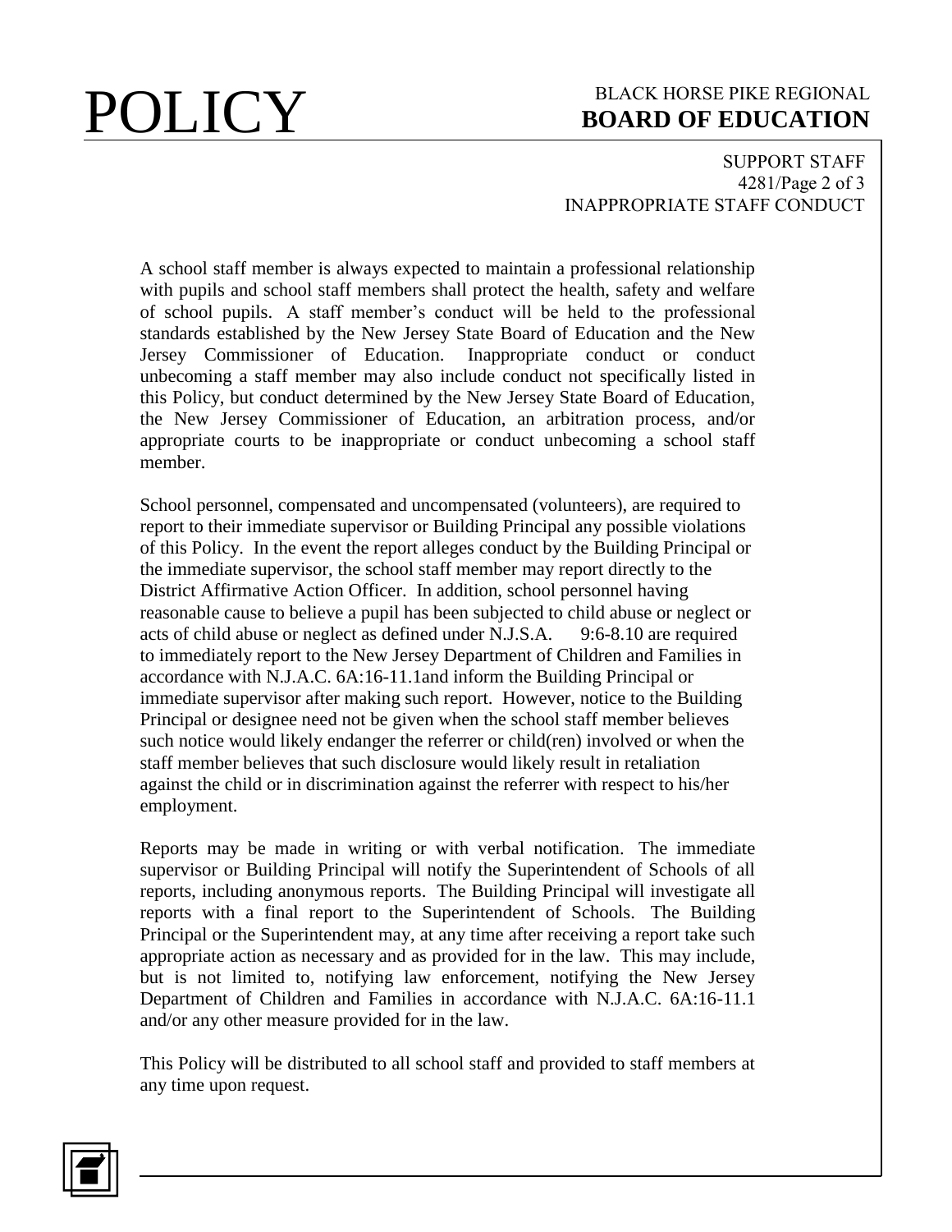A school staff member is always expected to maintain a professional relationship with pupils and school staff members shall protect the health, safety and welfare of school pupils. A staff member's conduct will be held to the professional standards established by the New Jersey State Board of Education and the New Jersey Commissioner of Education. Inappropriate conduct or conduct unbecoming a staff member may also include conduct not specifically listed in this Policy, but conduct determined by the New Jersey State Board of Education, the New Jersey Commissioner of Education, an arbitration process, and/or appropriate courts to be inappropriate or conduct unbecoming a school staff member.

School personnel, compensated and uncompensated (volunteers), are required to report to their immediate supervisor or Building Principal any possible violations of this Policy. In the event the report alleges conduct by the Building Principal or the immediate supervisor, the school staff member may report directly to the District Affirmative Action Officer. In addition, school personnel having reasonable cause to believe a pupil has been subjected to child abuse or neglect or acts of child abuse or neglect as defined under N.J.S.A. 9:6-8.10 are required to immediately report to the New Jersey Department of Children and Families in accordance with N.J.A.C. 6A:16-11.1and inform the Building Principal or immediate supervisor after making such report. However, notice to the Building Principal or designee need not be given when the school staff member believes such notice would likely endanger the referrer or child(ren) involved or when the staff member believes that such disclosure would likely result in retaliation against the child or in discrimination against the referrer with respect to his/her employment.

Reports may be made in writing or with verbal notification. The immediate supervisor or Building Principal will notify the Superintendent of Schools of all reports, including anonymous reports. The Building Principal will investigate all reports with a final report to the Superintendent of Schools. The Building Principal or the Superintendent may, at any time after receiving a report take such appropriate action as necessary and as provided for in the law. This may include, but is not limited to, notifying law enforcement, notifying the New Jersey Department of Children and Families in accordance with N.J.A.C. 6A:16-11.1 and/or any other measure provided for in the law.

This Policy will be distributed to all school staff and provided to staff members at any time upon request.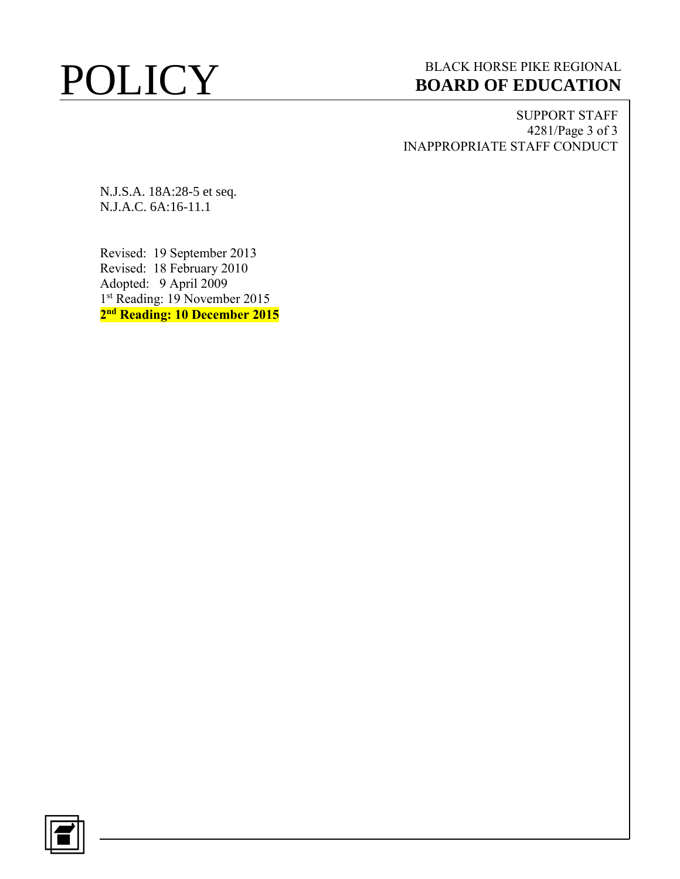N.J.S.A. 18A:28-5 et seq.
N.J.A.C. 6A:16-11.1

Revised: 19 September 2013
Revised: 18 February 2010
Adopted: 9 April 2009
1st Reading: 19 November 2015
**2nd Reading: 10 December 2015**